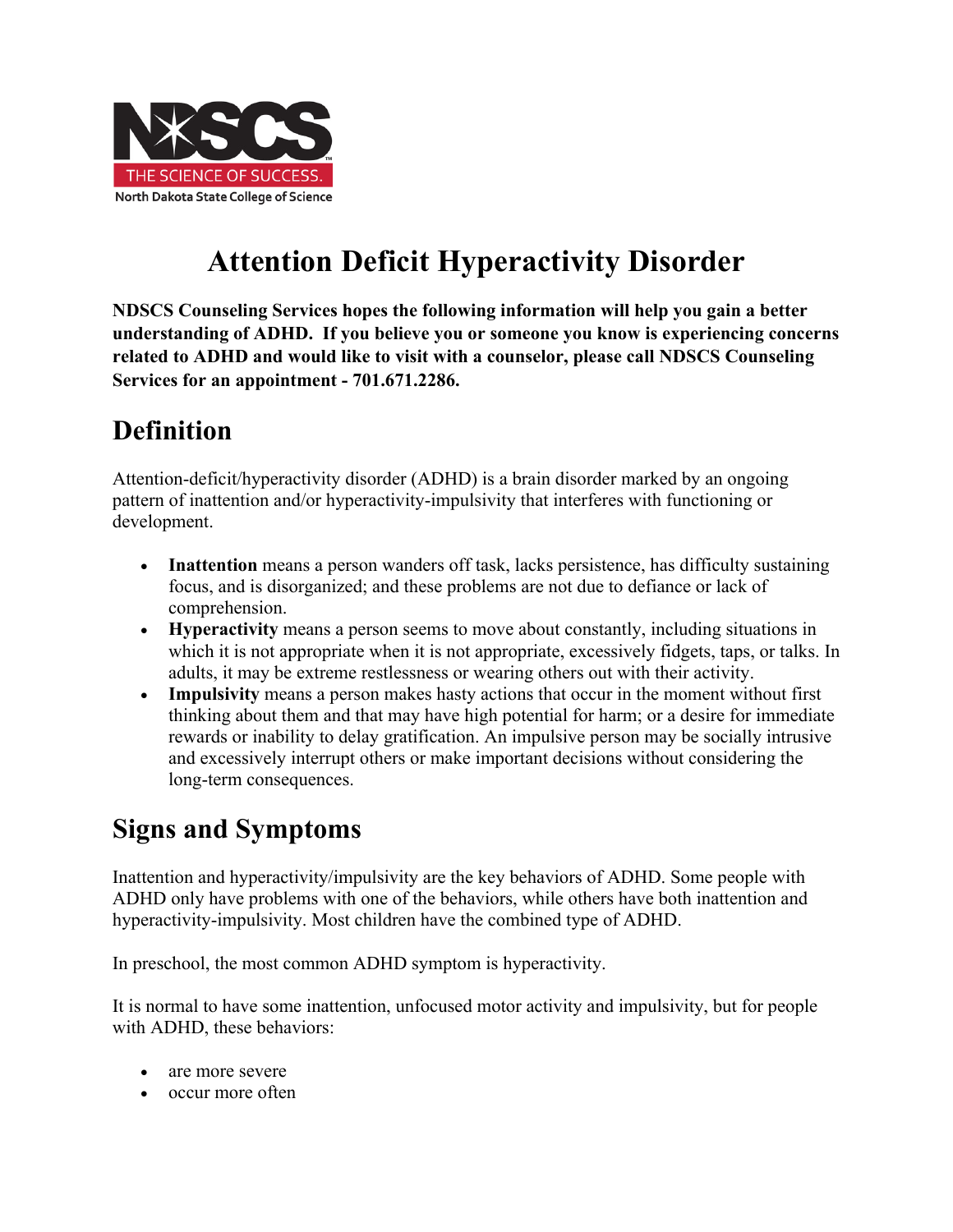# Attention Deficit Hyperactivity Disorder

**NDSCS Counseling Services hopes the following information will help you gain a better understanding of ADHD. If you believe you or someone you know is experiencing concerns related to ADHD and would like to visit with a counselor, please call NDSCS Counseling Services for an appointment - 701.671.2286.**

## Definition

Attention-deficit/hyperactivity disorder (ADHD) is a brain disorder marked by an ongoing pattern of inattention and/or hyperactivity-impulsivity that interferes with functioning or development.

- **Inattention** means a person wanders off task, lacks persistence, has difficulty sustaining focus, and is disorganized; and these problems are not due to defiance or lack of comprehension.
- **Hyperactivity** means a person seems to move about constantly, including situations in which it is not appropriate when it is not appropriate, excessively fidgets, taps, or talks. In adults, it may be extreme restlessness or wearing others out with their activity.
- **Impulsivity** means a person makes hasty actions that occur in the moment without first thinking about them and that may have high potential for harm; or a desire for immediate rewards or inability to delay gratification. An impulsive person may be socially intrusive and excessively interrupt others or make important decisions without considering the long-term consequences.

## Signs and Symptoms

Inattention and hyperactivity/impulsivity are the key behaviors of ADHD. Some people with ADHD only have problems with one of the behaviors, while others have both inattention and hyperactivity-impulsivity. Most children have the combined type of ADHD.

In preschool, the most common ADHD symptom is hyperactivity.

It is normal to have some inattention, unfocused motor activity and impulsivity, but for people with ADHD, these behaviors:

- are more severe
- occur more often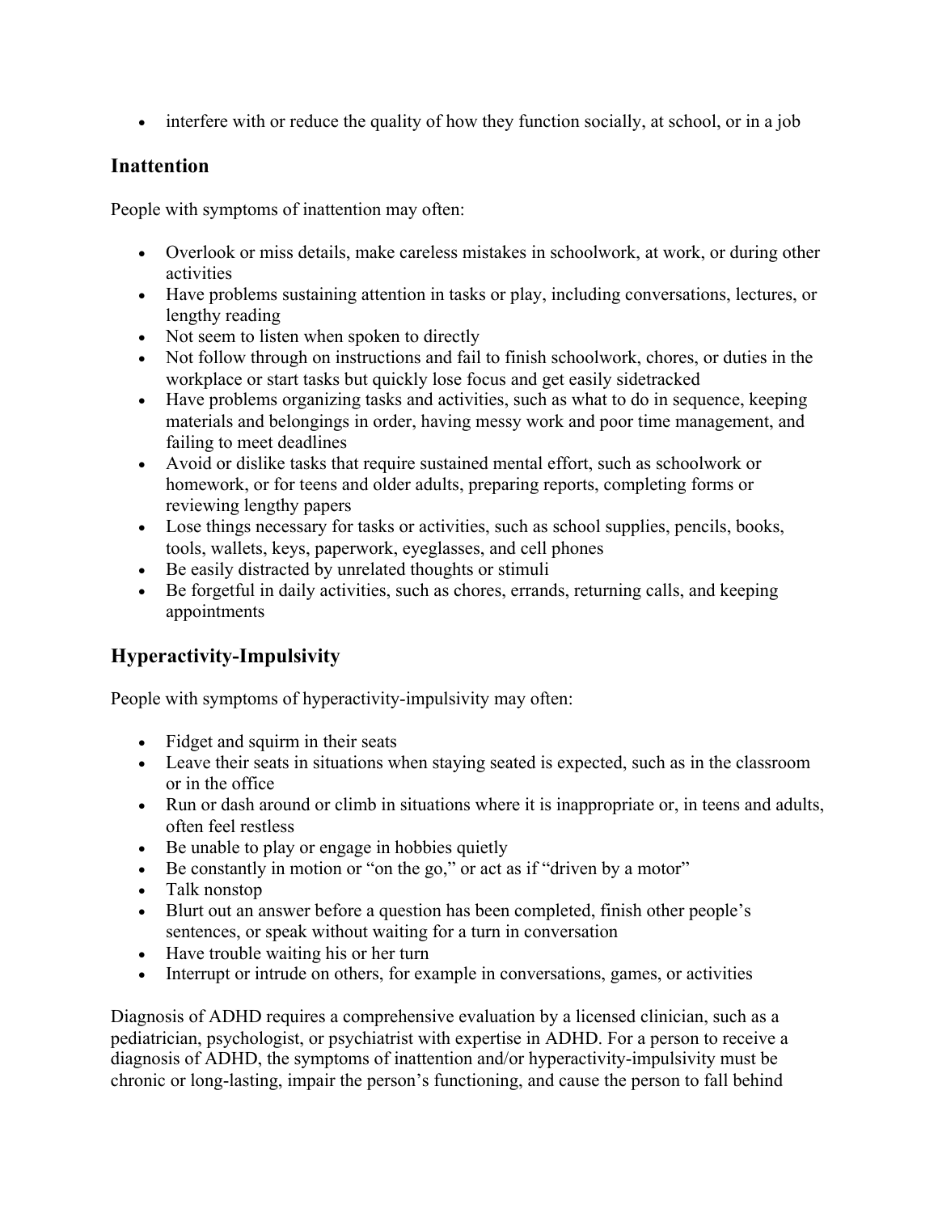- interfere with or reduce the quality of how they function socially, at school, or in a job

## Inattention

People with symptoms of inattention may often:

- Overlook or miss details, make careless mistakes in schoolwork, at work, or during other activities
- Have problems sustaining attention in tasks or play, including conversations, lectures, or lengthy reading
- Not seem to listen when spoken to directly
- Not follow through on instructions and fail to finish schoolwork, chores, or duties in the workplace or start tasks but quickly lose focus and get easily sidetracked
- Have problems organizing tasks and activities, such as what to do in sequence, keeping materials and belongings in order, having messy work and poor time management, and failing to meet deadlines
- Avoid or dislike tasks that require sustained mental effort, such as schoolwork or homework, or for teens and older adults, preparing reports, completing forms or reviewing lengthy papers
- Lose things necessary for tasks or activities, such as school supplies, pencils, books, tools, wallets, keys, paperwork, eyeglasses, and cell phones
- Be easily distracted by unrelated thoughts or stimuli
- Be forgetful in daily activities, such as chores, errands, returning calls, and keeping appointments

## Hyperactivity-Impulsivity

People with symptoms of hyperactivity-impulsivity may often:

- Fidget and squirm in their seats
- Leave their seats in situations when staying seated is expected, such as in the classroom or in the office
- Run or dash around or climb in situations where it is inappropriate or, in teens and adults, often feel restless
- Be unable to play or engage in hobbies quietly
- Be constantly in motion or "on the go," or act as if "driven by a motor"
- Talk nonstop
- Blurt out an answer before a question has been completed, finish other people's sentences, or speak without waiting for a turn in conversation
- Have trouble waiting his or her turn
- Interrupt or intrude on others, for example in conversations, games, or activities

Diagnosis of ADHD requires a comprehensive evaluation by a licensed clinician, such as a pediatrician, psychologist, or psychiatrist with expertise in ADHD. For a person to receive a diagnosis of ADHD, the symptoms of inattention and/or hyperactivity-impulsivity must be chronic or long-lasting, impair the person's functioning, and cause the person to fall behind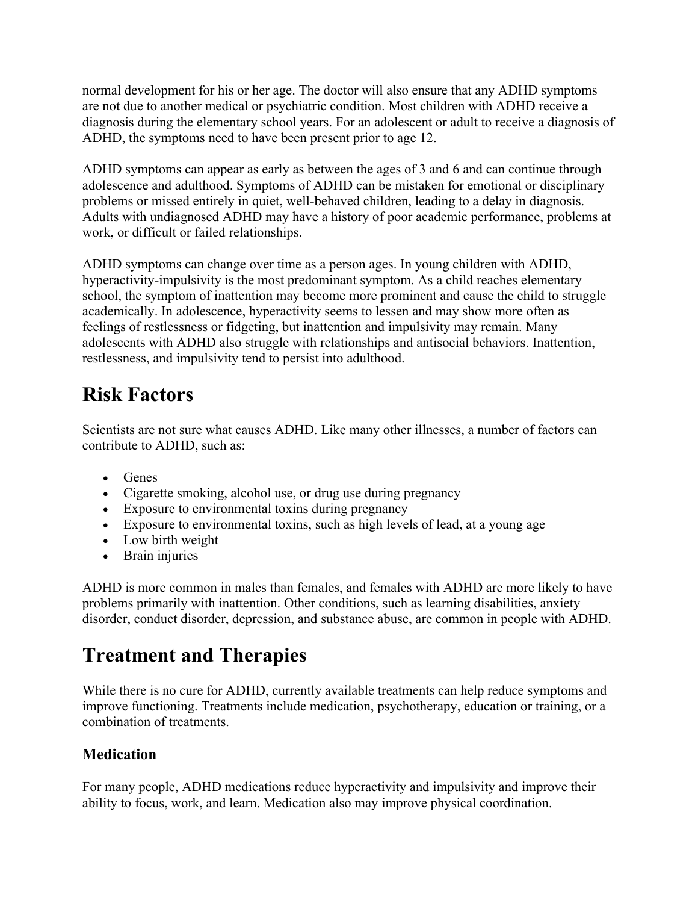normal development for his or her age. The doctor will also ensure that any ADHD symptoms are not due to another medical or psychiatric condition. Most children with ADHD receive a diagnosis during the elementary school years. For an adolescent or adult to receive a diagnosis of ADHD, the symptoms need to have been present prior to age 12.

ADHD symptoms can appear as early as between the ages of 3 and 6 and can continue through adolescence and adulthood. Symptoms of ADHD can be mistaken for emotional or disciplinary problems or missed entirely in quiet, well-behaved children, leading to a delay in diagnosis. Adults with undiagnosed ADHD may have a history of poor academic performance, problems at work, or difficult or failed relationships.

ADHD symptoms can change over time as a person ages. In young children with ADHD, hyperactivity-impulsivity is the most predominant symptom. As a child reaches elementary school, the symptom of inattention may become more prominent and cause the child to struggle academically. In adolescence, hyperactivity seems to lessen and may show more often as feelings of restlessness or fidgeting, but inattention and impulsivity may remain. Many adolescents with ADHD also struggle with relationships and antisocial behaviors. Inattention, restlessness, and impulsivity tend to persist into adulthood.

# Risk Factors

Scientists are not sure what causes ADHD. Like many other illnesses, a number of factors can contribute to ADHD, such as:

- Genes
- Cigarette smoking, alcohol use, or drug use during pregnancy
- Exposure to environmental toxins during pregnancy
- Exposure to environmental toxins, such as high levels of lead, at a young age
- Low birth weight
- Brain injuries

ADHD is more common in males than females, and females with ADHD are more likely to have problems primarily with inattention. Other conditions, such as learning disabilities, anxiety disorder, conduct disorder, depression, and substance abuse, are common in people with ADHD.

# Treatment and Therapies

While there is no cure for ADHD, currently available treatments can help reduce symptoms and improve functioning. Treatments include medication, psychotherapy, education or training, or a combination of treatments.

### Medication

For many people, ADHD medications reduce hyperactivity and impulsivity and improve their ability to focus, work, and learn. Medication also may improve physical coordination.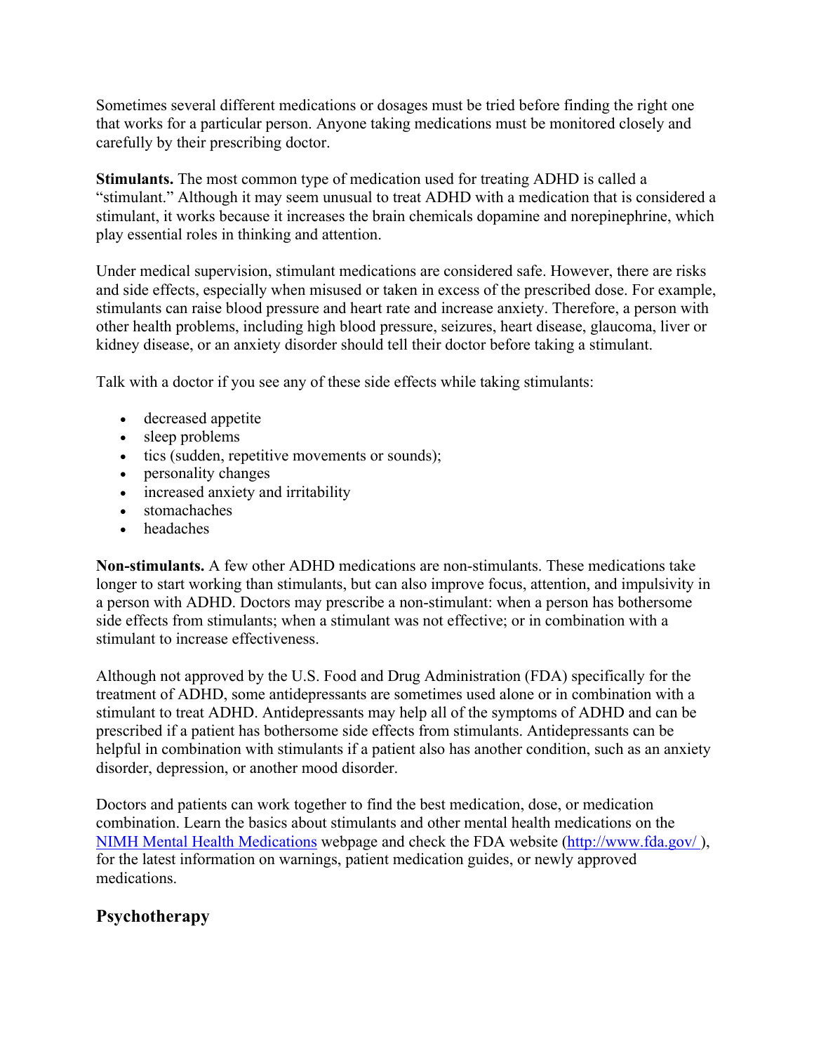Sometimes several different medications or dosages must be tried before finding the right one that works for a particular person. Anyone taking medications must be monitored closely and carefully by their prescribing doctor.

**Stimulants.** The most common type of medication used for treating ADHD is called a "stimulant." Although it may seem unusual to treat ADHD with a medication that is considered a stimulant, it works because it increases the brain chemicals dopamine and norepinephrine, which play essential roles in thinking and attention.

Under medical supervision, stimulant medications are considered safe. However, there are risks and side effects, especially when misused or taken in excess of the prescribed dose. For example, stimulants can raise blood pressure and heart rate and increase anxiety. Therefore, a person with other health problems, including high blood pressure, seizures, heart disease, glaucoma, liver or kidney disease, or an anxiety disorder should tell their doctor before taking a stimulant.

Talk with a doctor if you see any of these side effects while taking stimulants:

- decreased appetite
- sleep problems
- tics (sudden, repetitive movements or sounds);
- personality changes
- increased anxiety and irritability
- stomachaches
- headaches

**Non-stimulants.** A few other ADHD medications are non-stimulants. These medications take longer to start working than stimulants, but can also improve focus, attention, and impulsivity in a person with ADHD. Doctors may prescribe a non-stimulant: when a person has bothersome side effects from stimulants; when a stimulant was not effective; or in combination with a stimulant to increase effectiveness.

Although not approved by the U.S. Food and Drug Administration (FDA) specifically for the treatment of ADHD, some antidepressants are sometimes used alone or in combination with a stimulant to treat ADHD. Antidepressants may help all of the symptoms of ADHD and can be prescribed if a patient has bothersome side effects from stimulants. Antidepressants can be helpful in combination with stimulants if a patient also has another condition, such as an anxiety disorder, depression, or another mood disorder.

Doctors and patients can work together to find the best medication, dose, or medication combination. Learn the basics about stimulants and other mental health medications on the [NIMH Mental Health Medications](#) webpage and check the FDA website ([http://www.fda.gov/](http://www.fda.gov/)), for the latest information on warnings, patient medication guides, or newly approved medications.

## Psychotherapy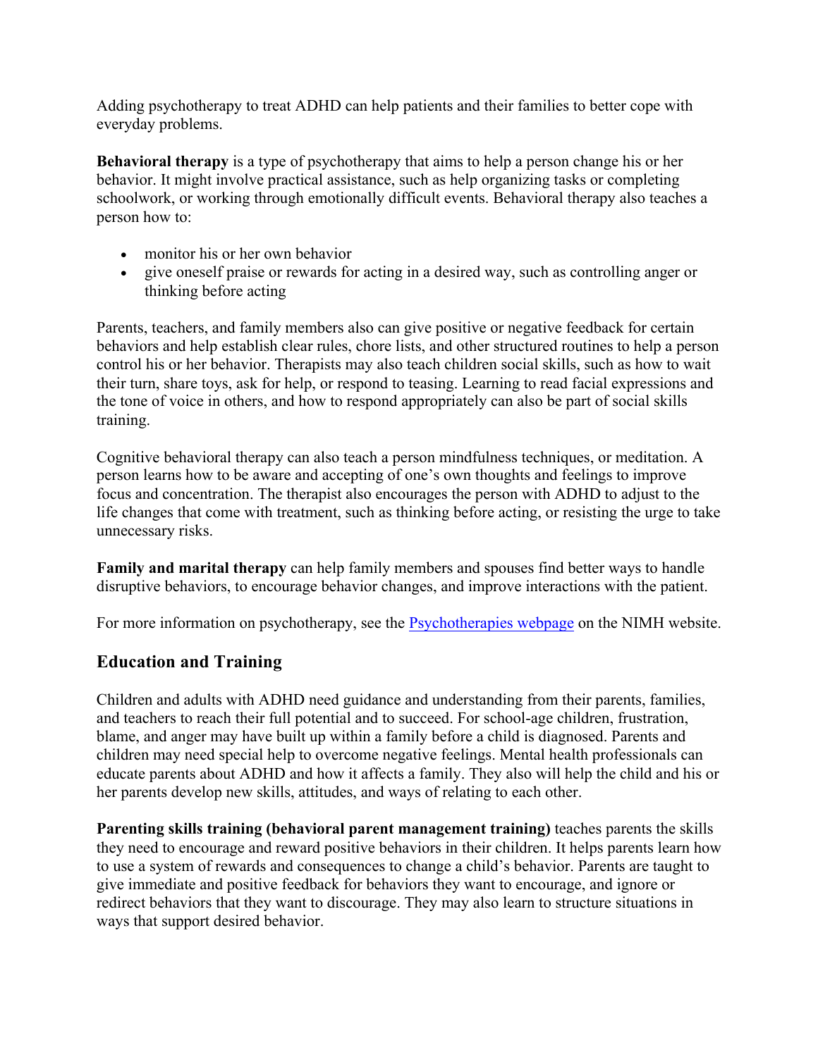Adding psychotherapy to treat ADHD can help patients and their families to better cope with everyday problems.

**Behavioral therapy** is a type of psychotherapy that aims to help a person change his or her behavior. It might involve practical assistance, such as help organizing tasks or completing schoolwork, or working through emotionally difficult events. Behavioral therapy also teaches a person how to:

- monitor his or her own behavior
- give oneself praise or rewards for acting in a desired way, such as controlling anger or thinking before acting

Parents, teachers, and family members also can give positive or negative feedback for certain behaviors and help establish clear rules, chore lists, and other structured routines to help a person control his or her behavior. Therapists may also teach children social skills, such as how to wait their turn, share toys, ask for help, or respond to teasing. Learning to read facial expressions and the tone of voice in others, and how to respond appropriately can also be part of social skills training.

Cognitive behavioral therapy can also teach a person mindfulness techniques, or meditation. A person learns how to be aware and accepting of one's own thoughts and feelings to improve focus and concentration. The therapist also encourages the person with ADHD to adjust to the life changes that come with treatment, such as thinking before acting, or resisting the urge to take unnecessary risks.

**Family and marital therapy** can help family members and spouses find better ways to handle disruptive behaviors, to encourage behavior changes, and improve interactions with the patient.

For more information on psychotherapy, see the Psychotherapies webpage on the NIMH website.

## Education and Training

Children and adults with ADHD need guidance and understanding from their parents, families, and teachers to reach their full potential and to succeed. For school-age children, frustration, blame, and anger may have built up within a family before a child is diagnosed. Parents and children may need special help to overcome negative feelings. Mental health professionals can educate parents about ADHD and how it affects a family. They also will help the child and his or her parents develop new skills, attitudes, and ways of relating to each other.

**Parenting skills training (behavioral parent management training)** teaches parents the skills they need to encourage and reward positive behaviors in their children. It helps parents learn how to use a system of rewards and consequences to change a child's behavior. Parents are taught to give immediate and positive feedback for behaviors they want to encourage, and ignore or redirect behaviors that they want to discourage. They may also learn to structure situations in ways that support desired behavior.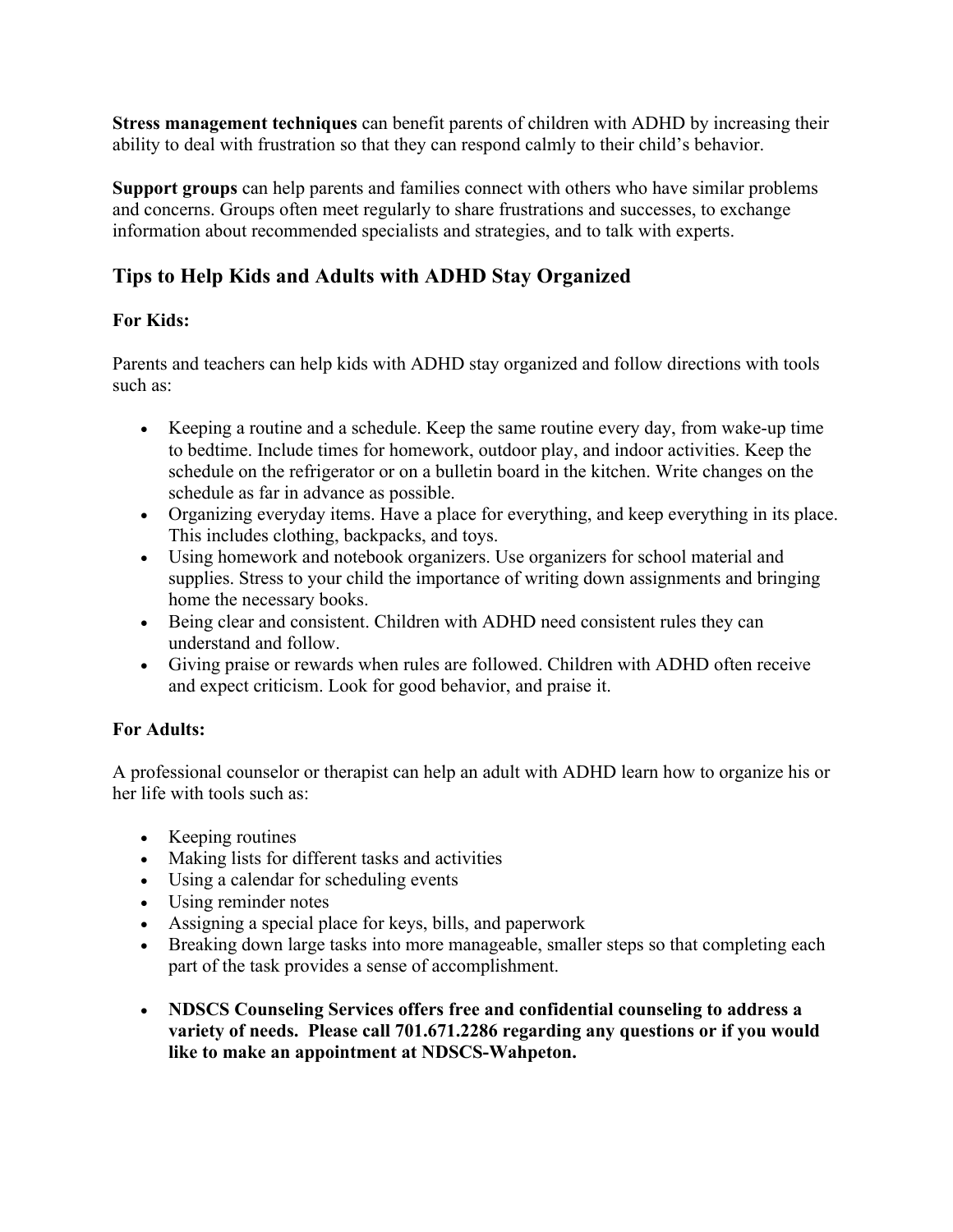**Stress management techniques** can benefit parents of children with ADHD by increasing their ability to deal with frustration so that they can respond calmly to their child's behavior.

**Support groups** can help parents and families connect with others who have similar problems and concerns. Groups often meet regularly to share frustrations and successes, to exchange information about recommended specialists and strategies, and to talk with experts.

## Tips to Help Kids and Adults with ADHD Stay Organized

**For Kids:**

Parents and teachers can help kids with ADHD stay organized and follow directions with tools such as:

- Keeping a routine and a schedule. Keep the same routine every day, from wake-up time to bedtime. Include times for homework, outdoor play, and indoor activities. Keep the schedule on the refrigerator or on a bulletin board in the kitchen. Write changes on the schedule as far in advance as possible.
- Organizing everyday items. Have a place for everything, and keep everything in its place. This includes clothing, backpacks, and toys.
- Using homework and notebook organizers. Use organizers for school material and supplies. Stress to your child the importance of writing down assignments and bringing home the necessary books.
- Being clear and consistent. Children with ADHD need consistent rules they can understand and follow.
- Giving praise or rewards when rules are followed. Children with ADHD often receive and expect criticism. Look for good behavior, and praise it.

**For Adults:**

A professional counselor or therapist can help an adult with ADHD learn how to organize his or her life with tools such as:

- Keeping routines
- Making lists for different tasks and activities
- Using a calendar for scheduling events
- Using reminder notes
- Assigning a special place for keys, bills, and paperwork
- Breaking down large tasks into more manageable, smaller steps so that completing each part of the task provides a sense of accomplishment.

- **NDSCS Counseling Services offers free and confidential counseling to address a variety of needs. Please call 701.671.2286 regarding any questions or if you would like to make an appointment at NDSCS-Wahpeton.**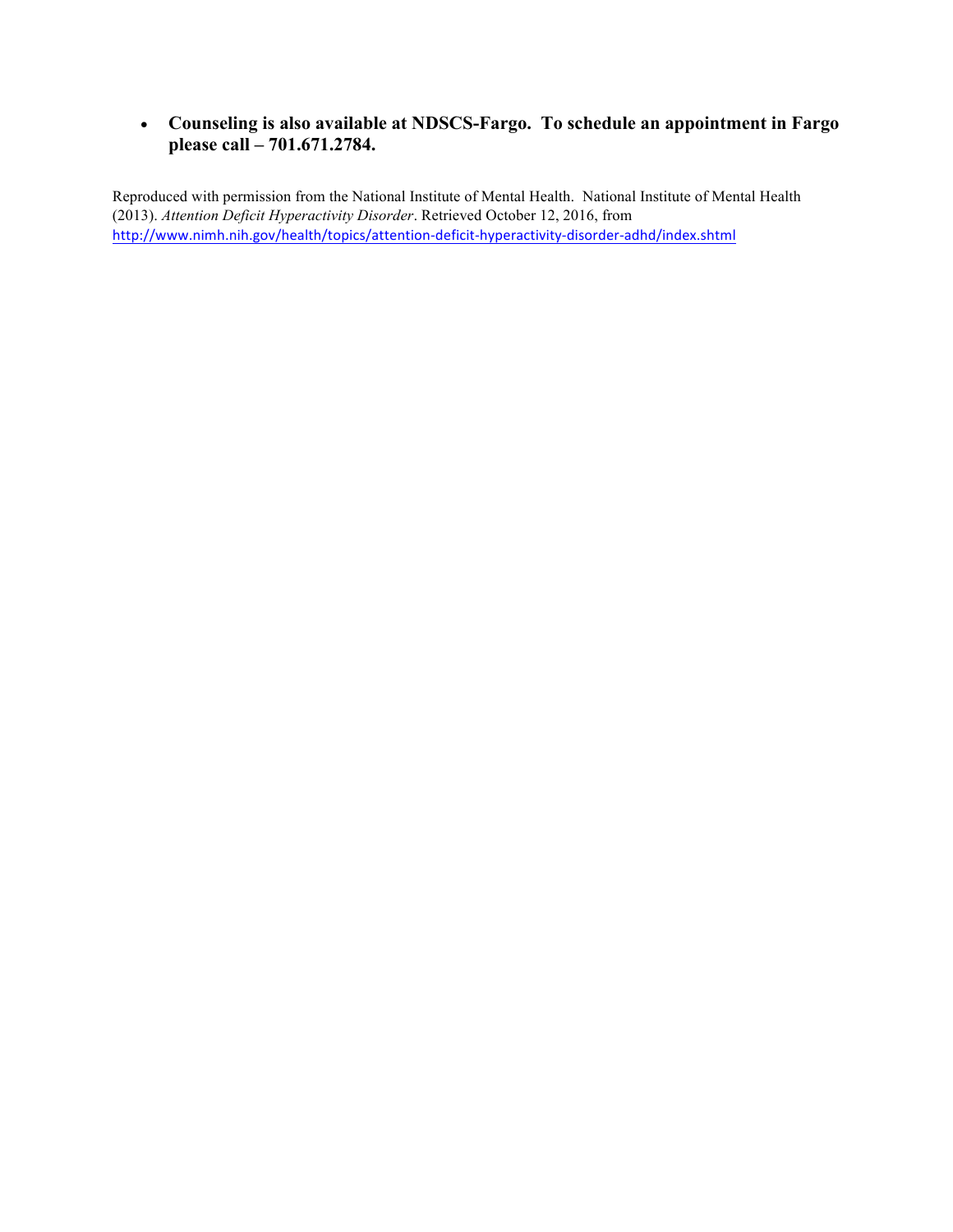- **Counseling is also available at NDSCS-Fargo. To schedule an appointment in Fargo please call – 701.671.2784.**

Reproduced with permission from the National Institute of Mental Health. National Institute of Mental Health (2013). *Attention Deficit Hyperactivity Disorder*. Retrieved October 12, 2016, from http://www.nimh.nih.gov/health/topics/attention-deficit-hyperactivity-disorder-adhd/index.shtml